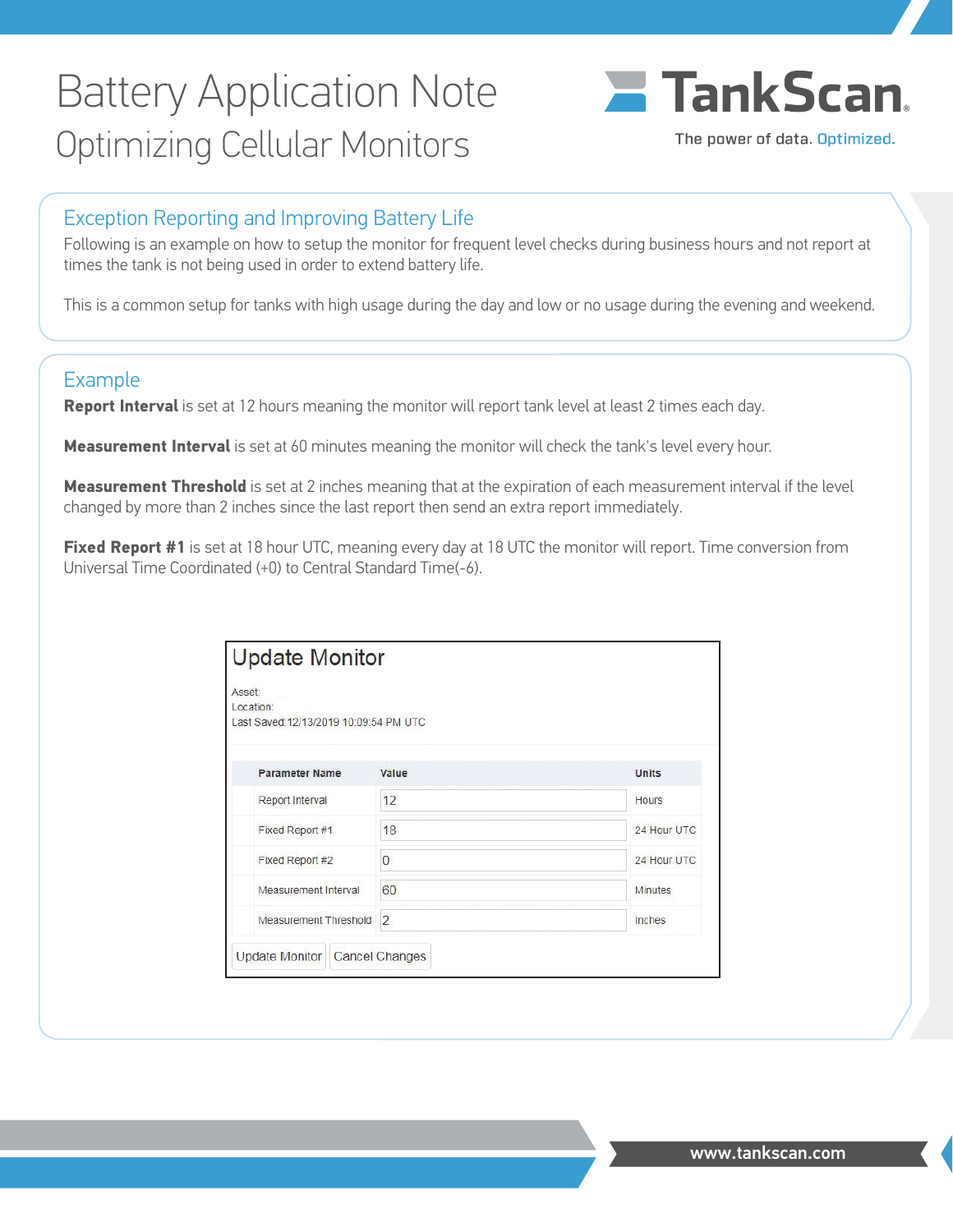# Battery Application Note

## Optimizing Cellular Monitors

TankScan

The power of data. Optimized.

### Exception Reporting and Improving Battery Life

Following is an example on how to setup the monitor for frequent level checks during business hours and not report at times the tank is not being used in order to extend battery life.

This is a common setup for tanks with high usage during the day and low or no usage during the evening and weekend.

### Example

**Report Interval** is set at 12 hours meaning the monitor will report tank level at least 2 times each day.

**Measurement Interval** is set at 60 minutes meaning the monitor will check the tank's level every hour.

**Measurement Threshold** is set at 2 inches meaning that at the expiration of each measurement interval if the level changed by more than 2 inches since the last report then send an extra report immediately.

**Fixed Report #1** is set at 18 hour UTC, meaning every day at 18 UTC the monitor will report. Time conversion from Universal Time Coordinated (+0) to Central Standard Time(-6).

**Update Monitor**

Asset:
Location:
Last Saved: 12/13/2019 10:09:54 PM UTC

| Parameter Name | Value | Units |
| --- | --- | --- |
| Report Interval | 12 | Hours |
| Fixed Report #1 | 18 | 24 Hour UTC |
| Fixed Report #2 | 0 | 24 Hour UTC |
| Measurement Interval | 60 | Minutes |
| Measurement Threshold | 2 | Inches |

Update Monitor | Cancel Changes

www.tankscan.com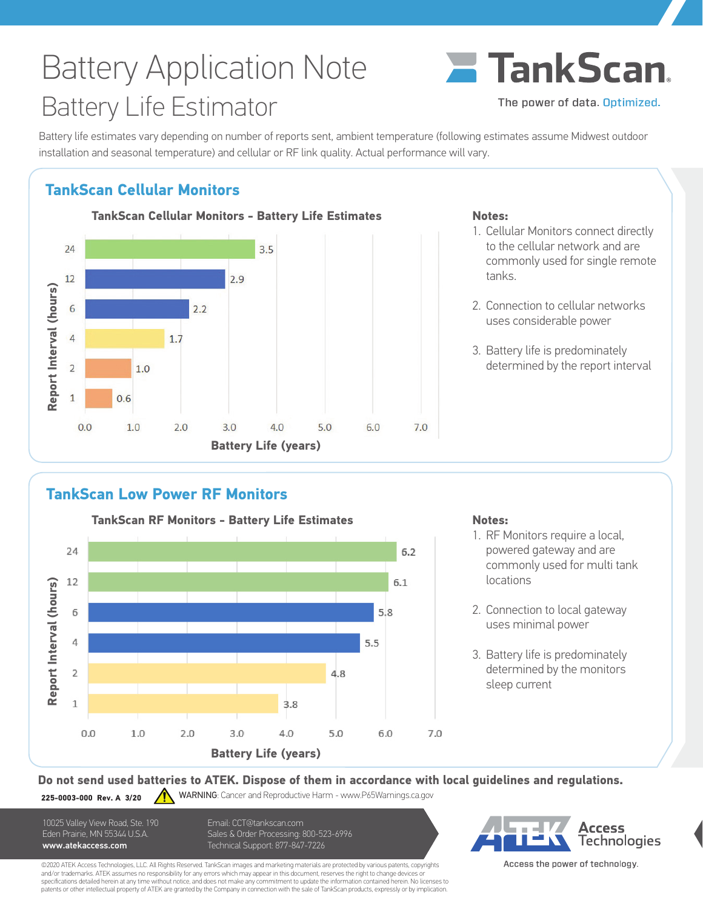# Battery Application Note

## Battery Life Estimator

TankScan

The power of data. Optimized.

Battery life estimates vary depending on number of reports sent, ambient temperature (following estimates assume Midwest outdoor installation and seasonal temperature) and cellular or RF link quality. Actual performance will vary.

## TankScan Cellular Monitors

TankScan Cellular Monitors - Battery Life Estimates

Report Interval (hours)

24
12
6
4
2
1

3.5
2.9
2.2
1.7
1.0
0.6

0.0 1.0 2.0 3.0 4.0 5.0 6.0 7.0

Battery Life (years)

**Notes:**

1. Cellular Monitors connect directly to the cellular network and are commonly used for single remote tanks.
2. Connection to cellular networks uses considerable power
3. Battery life is predominately determined by the report interval

## TankScan Low Power RF Monitors

TankScan RF Monitors - Battery Life Estimates

Report Interval (hours)

24
12
6
4
2
1

6.2
6.1
5.8
5.5
4.8
3.8

0.0 1.0 2.0 3.0 4.0 5.0 6.0 7.0

Battery Life (years)

**Notes:**

1. RF Monitors require a local, powered gateway and are commonly used for multi tank locations
2. Connection to local gateway uses minimal power
3. Battery life is predominately determined by the monitors sleep current

**Do not send used batteries to ATEK. Dispose of them in accordance with local guidelines and regulations.**

**225-0003-000 Rev. A 3/20** WARNING: Cancer and Reproductive Harm - www.P65Warnings.ca.gov

10025 Valley View Road, Ste. 190
Eden Prairie, MN 55344 U.S.A.
**www.atekaccess.com**

Email: CCT@tankscan.com
Sales & Order Processing: 800-523-6996
Technical Support: 877-847-7226

ATEK Access Technologies
Access the power of technology.

©2020 ATEK Access Technologies, LLC. All Rights Reserved. TankScan images and marketing materials are protected by various patents, copyrights and/or trademarks. ATEK assumes no responsibility for any errors which may appear in this document, reserves the right to change devices or specifications detailed herein at any time without notice, and does not make any commitment to update the information contained herein. No licenses to patents or other intellectual property of ATEK are granted by the Company in connection with the sale of TankScan products, expressly or by implication.